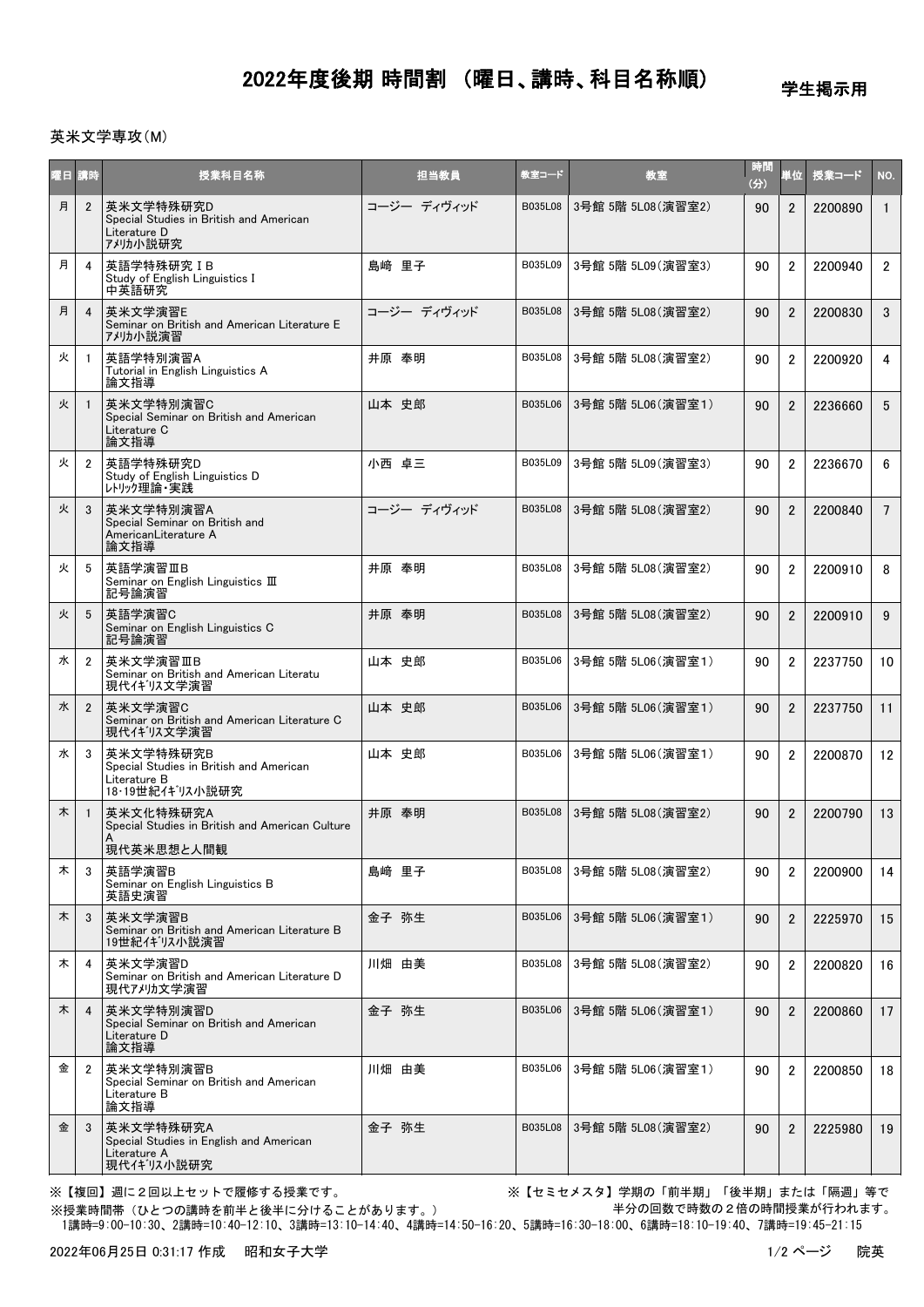# 2022年度後期 時間割 （曜日、講時、科目名称順）

学生掲示用

英米文学専攻(M)

| 曜日 | 講時 | 授業科目名称 | 担当教員 | 教室コード | 教室 | 時間(分) | 単位 | 授業コード | NO. |
|---|---|---|---|---|---|---|---|---|---|
| 月 | 2 | 英米文学特殊研究D<br>Special Studies in British and American Literature D<br>ｱﾒﾘｶ小説研究 | コージー ディヴィッド | B035L08 | 3号館 5階 5L08(演習室2) | 90 | 2 | 2200890 | 1 |
| 月 | 4 | 英語学特殊研究ⅠB<br>Study of English Linguistics I<br>中英語研究 | 島崎 里子 | B035L09 | 3号館 5階 5L09(演習室3) | 90 | 2 | 2200940 | 2 |
| 月 | 4 | 英米文学演習E<br>Seminar on British and American Literature E<br>ｱﾒﾘｶ小説演習 | コージー ディヴィッド | B035L08 | 3号館 5階 5L08(演習室2) | 90 | 2 | 2200830 | 3 |
| 火 | 1 | 英語学特別演習A<br>Tutorial in English Linguistics A<br>論文指導 | 井原 奉明 | B035L08 | 3号館 5階 5L08(演習室2) | 90 | 2 | 2200920 | 4 |
| 火 | 1 | 英米文学特別演習C<br>Special Seminar on British and American Literature C<br>論文指導 | 山本 史郎 | B035L06 | 3号館 5階 5L06(演習室1) | 90 | 2 | 2236660 | 5 |
| 火 | 2 | 英語学特殊研究D<br>Study of English Linguistics D<br>ﾚﾄﾘｯｸ理論・実践 | 小西 卓三 | B035L09 | 3号館 5階 5L09(演習室3) | 90 | 2 | 2236670 | 6 |
| 火 | 3 | 英米文学特別演習A<br>Special Seminar on British and AmericanLiterature A<br>論文指導 | コージー ディヴィッド | B035L08 | 3号館 5階 5L08(演習室2) | 90 | 2 | 2200840 | 7 |
| 火 | 5 | 英語学演習ⅢB<br>Seminar on English Linguistics Ⅲ<br>記号論演習 | 井原 奉明 | B035L08 | 3号館 5階 5L08(演習室2) | 90 | 2 | 2200910 | 8 |
| 火 | 5 | 英語学演習C<br>Seminar on English Linguistics C<br>記号論演習 | 井原 奉明 | B035L08 | 3号館 5階 5L08(演習室2) | 90 | 2 | 2200910 | 9 |
| 水 | 2 | 英米文学演習ⅢB<br>Seminar on British and American Literatu<br>現代ｲｷﾞﾘｽ文学演習 | 山本 史郎 | B035L06 | 3号館 5階 5L06(演習室1) | 90 | 2 | 2237750 | 10 |
| 水 | 2 | 英米文学演習C<br>Seminar on British and American Literature C<br>現代ｲｷﾞﾘｽ文学演習 | 山本 史郎 | B035L06 | 3号館 5階 5L06(演習室1) | 90 | 2 | 2237750 | 11 |
| 水 | 3 | 英米文学特殊研究B<br>Special Studies in British and American Literature B<br>18・19世紀ｲｷﾞﾘｽ小説研究 | 山本 史郎 | B035L06 | 3号館 5階 5L06(演習室1) | 90 | 2 | 2200870 | 12 |
| 木 | 1 | 英米文化特殊研究A<br>Special Studies in British and American Culture A<br>現代英米思想と人間観 | 井原 奉明 | B035L08 | 3号館 5階 5L08(演習室2) | 90 | 2 | 2200790 | 13 |
| 木 | 3 | 英語学演習B<br>Seminar on English Linguistics B<br>英語史演習 | 島崎 里子 | B035L08 | 3号館 5階 5L08(演習室2) | 90 | 2 | 2200900 | 14 |
| 木 | 3 | 英米文学演習B<br>Seminar on British and American Literature B<br>19世紀ｲｷﾞﾘｽ小説演習 | 金子 弥生 | B035L06 | 3号館 5階 5L06(演習室1) | 90 | 2 | 2225970 | 15 |
| 木 | 4 | 英米文学演習D<br>Seminar on British and American Literature D<br>現代ｱﾒﾘｶ文学演習 | 川畑 由美 | B035L08 | 3号館 5階 5L08(演習室2) | 90 | 2 | 2200820 | 16 |
| 木 | 4 | 英米文学特別演習D<br>Special Seminar on British and American Literature D<br>論文指導 | 金子 弥生 | B035L06 | 3号館 5階 5L06(演習室1) | 90 | 2 | 2200860 | 17 |
| 金 | 2 | 英米文学特別演習B<br>Special Seminar on British and American Literature B<br>論文指導 | 川畑 由美 | B035L06 | 3号館 5階 5L06(演習室1) | 90 | 2 | 2200850 | 18 |
| 金 | 3 | 英米文学特殊研究A<br>Special Studies in English and American Literature A<br>現代ｲｷﾞﾘｽ小説研究 | 金子 弥生 | B035L08 | 3号館 5階 5L08(演習室2) | 90 | 2 | 2225980 | 19 |

※【複回】週に２回以上セットで履修する授業です。

※【セミセメスタ】学期の「前半期」「後半期」または「隔週」等で半分の回数で時数の２倍の時間授業が行われます。

※授業時間帯（ひとつの講時を前半と後半に分けることがあります。）

1講時=9:00-10:30、2講時=10:40-12:10、3講時=13:10-14:40、4講時=14:50-16:20、5講時=16:30-18:00、6講時=18:10-19:40、7講時=19:45-21:15

2022年06月25日 0:31:17 作成　昭和女子大学　院英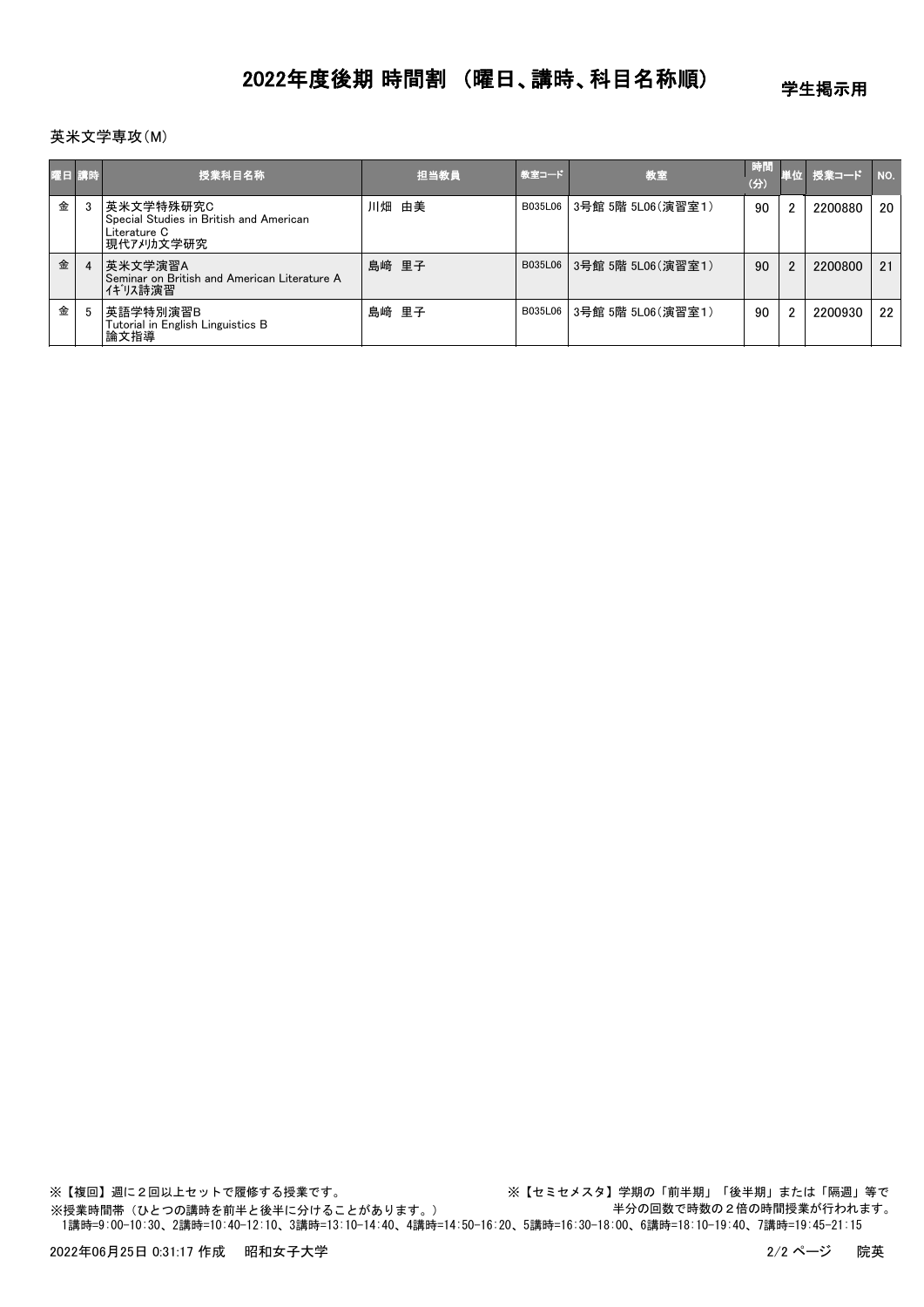# 2022年度後期 時間割 （曜日、講時、科目名称順）

学生掲示用

英米文学専攻(M)

| 曜日 | 講時 | 授業科目名称 | 担当教員 | 教室コード | 教室 | 時間(分) | 単位 | 授業コード | NO. |
|---|---|---|---|---|---|---|---|---|---|
| 金 | 3 | 英米文学特殊研究C<br>Special Studies in British and American Literature C<br>現代アメリカ文学研究 | 川畑 由美 | B035L06 | 3号館 5階 5L06(演習室1) | 90 | 2 | 2200880 | 20 |
| 金 | 4 | 英米文学演習A<br>Seminar on British and American Literature A<br>イギリス詩演習 | 島崎 里子 | B035L06 | 3号館 5階 5L06(演習室1) | 90 | 2 | 2200800 | 21 |
| 金 | 5 | 英語学特別演習B<br>Tutorial in English Linguistics B<br>論文指導 | 島崎 里子 | B035L06 | 3号館 5階 5L06(演習室1) | 90 | 2 | 2200930 | 22 |

※【複回】週に２回以上セットで履修する授業です。

※【セミセメスタ】学期の「前半期」「後半期」または「隔週」等で半分の回数で時数の２倍の時間授業が行われます。

※授業時間帯（ひとつの講時を前半と後半に分けることがあります。）
1講時=9:00-10:30、2講時=10:40-12:10、3講時=13:10-14:40、4講時=14:50-16:20、5講時=16:30-18:00、6講時=18:10-19:40、7講時=19:45-21:15

2022年06月25日 0:31:17 作成　昭和女子大学　院英